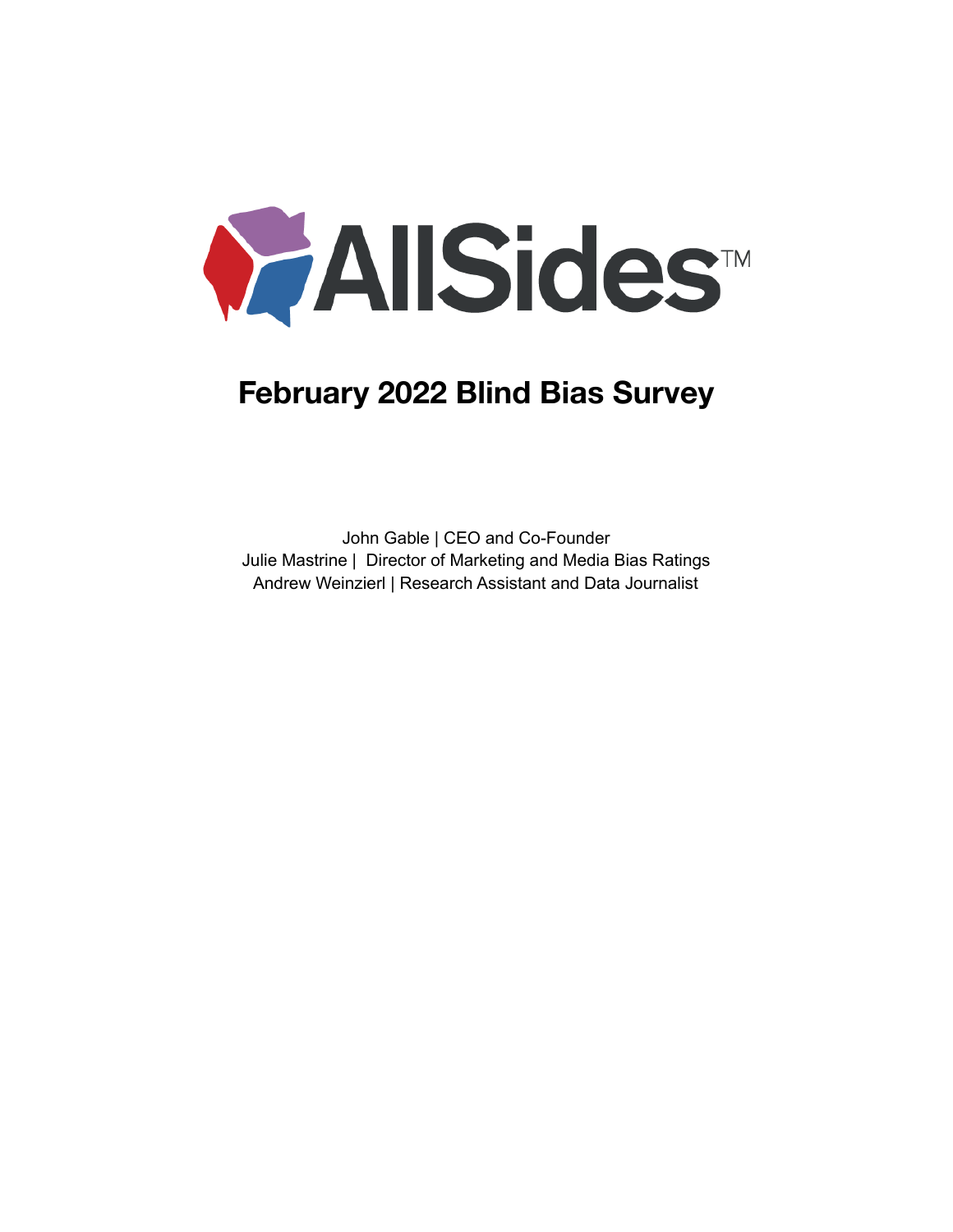AllSides™

# February 2022 Blind Bias Survey

John Gable | CEO and Co-Founder
Julie Mastrine | Director of Marketing and Media Bias Ratings
Andrew Weinzierl | Research Assistant and Data Journalist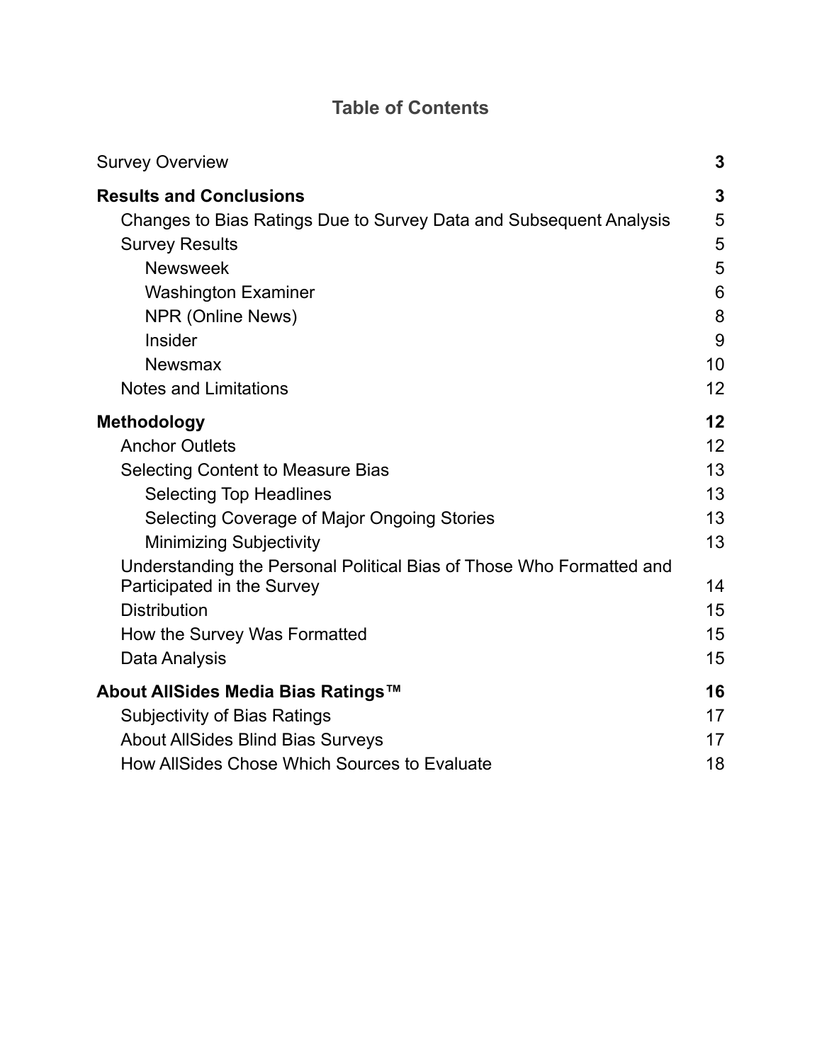## Table of Contents

| | |
|---|---|
| Survey Overview | **3** |
| **Results and Conclusions** | **3** |
| Changes to Bias Ratings Due to Survey Data and Subsequent Analysis | 5 |
| Survey Results | 5 |
| Newsweek | 5 |
| Washington Examiner | 6 |
| NPR (Online News) | 8 |
| Insider | 9 |
| Newsmax | 10 |
| Notes and Limitations | 12 |
| **Methodology** | **12** |
| Anchor Outlets | 12 |
| Selecting Content to Measure Bias | 13 |
| Selecting Top Headlines | 13 |
| Selecting Coverage of Major Ongoing Stories | 13 |
| Minimizing Subjectivity | 13 |
| Understanding the Personal Political Bias of Those Who Formatted and Participated in the Survey | 14 |
| Distribution | 15 |
| How the Survey Was Formatted | 15 |
| Data Analysis | 15 |
| **About AllSides Media Bias Ratings™** | **16** |
| Subjectivity of Bias Ratings | 17 |
| About AllSides Blind Bias Surveys | 17 |
| How AllSides Chose Which Sources to Evaluate | 18 |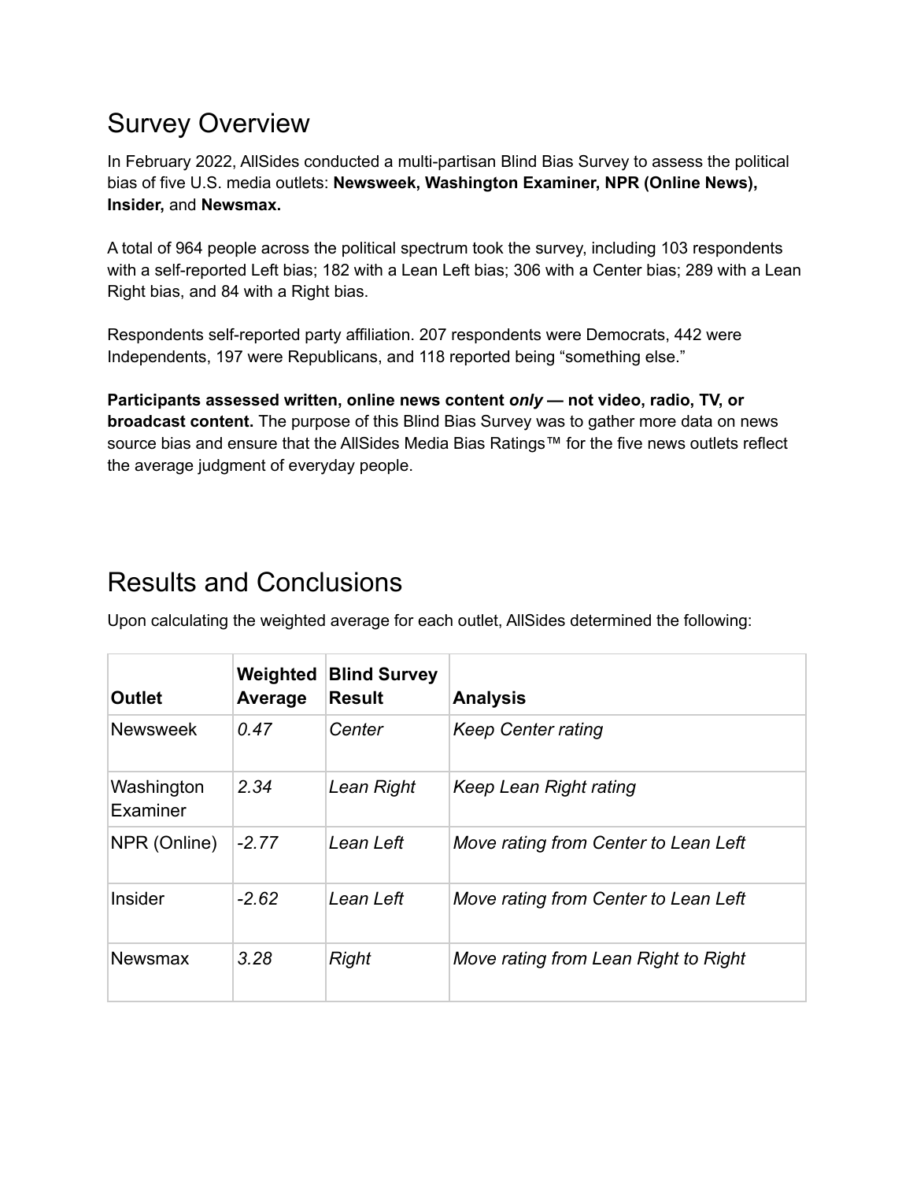## Survey Overview

In February 2022, AllSides conducted a multi-partisan Blind Bias Survey to assess the political bias of five U.S. media outlets: **Newsweek, Washington Examiner, NPR (Online News), Insider,** and **Newsmax.**

A total of 964 people across the political spectrum took the survey, including 103 respondents with a self-reported Left bias; 182 with a Lean Left bias; 306 with a Center bias; 289 with a Lean Right bias, and 84 with a Right bias.

Respondents self-reported party affiliation. 207 respondents were Democrats, 442 were Independents, 197 were Republicans, and 118 reported being "something else."

**Participants assessed written, online news content *only* — not video, radio, TV, or broadcast content.** The purpose of this Blind Bias Survey was to gather more data on news source bias and ensure that the AllSides Media Bias Ratings™ for the five news outlets reflect the average judgment of everyday people.

## Results and Conclusions

Upon calculating the weighted average for each outlet, AllSides determined the following:

| Outlet | Weighted Average | Blind Survey Result | Analysis |
|---|---|---|---|
| Newsweek | *0.47* | *Center* | *Keep Center rating* |
| Washington Examiner | *2.34* | *Lean Right* | *Keep Lean Right rating* |
| NPR (Online) | *-2.77* | *Lean Left* | *Move rating from Center to Lean Left* |
| Insider | *-2.62* | *Lean Left* | *Move rating from Center to Lean Left* |
| Newsmax | *3.28* | *Right* | *Move rating from Lean Right to Right* |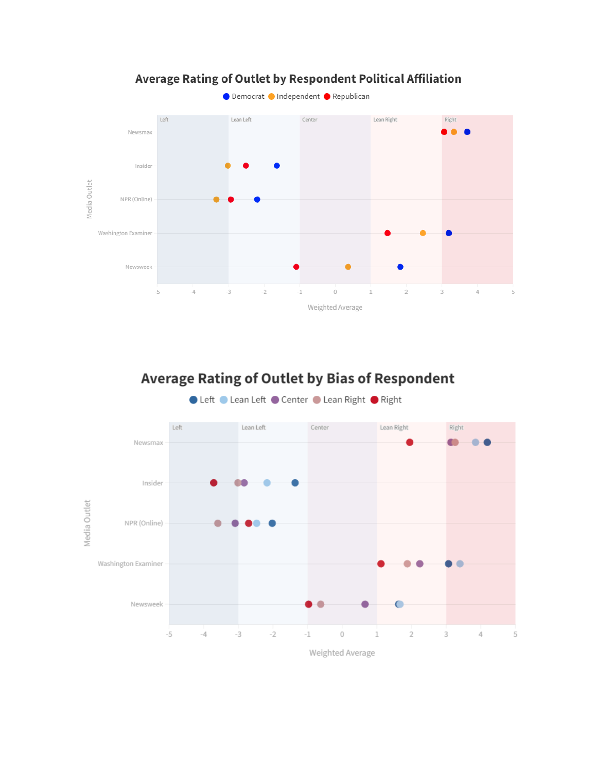## Average Rating of Outlet by Respondent Political Affiliation

Democrat · Independent · Republican

Media Outlet: Newsmax, Insider, NPR (Online), Washington Examiner, Newsweek

Bands: Left, Lean Left, Center, Lean Right, Right

-5 -4 -3 -2 -1 0 1 2 3 4 5

Weighted Average

## Average Rating of Outlet by Bias of Respondent

Left · Lean Left · Center · Lean Right · Right

Media Outlet: Newsmax, Insider, NPR (Online), Washington Examiner, Newsweek

Bands: Left, Lean Left, Center, Lean Right, Right

-5 -4 -3 -2 -1 0 1 2 3 4 5

Weighted Average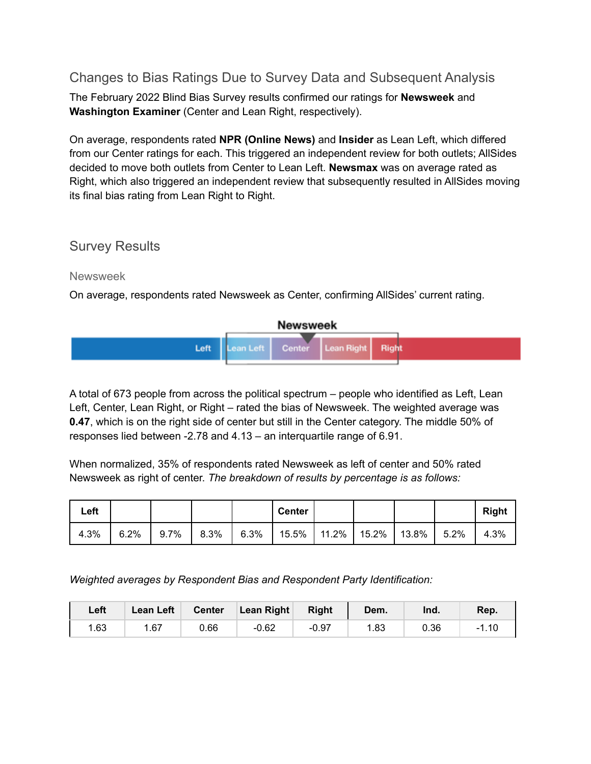## Changes to Bias Ratings Due to Survey Data and Subsequent Analysis

The February 2022 Blind Bias Survey results confirmed our ratings for **Newsweek** and **Washington Examiner** (Center and Lean Right, respectively).

On average, respondents rated **NPR (Online News)** and **Insider** as Lean Left, which differed from our Center ratings for each. This triggered an independent review for both outlets; AllSides decided to move both outlets from Center to Lean Left. **Newsmax** was on average rated as Right, which also triggered an independent review that subsequently resulted in AllSides moving its final bias rating from Lean Right to Right.

## Survey Results

### Newsweek

On average, respondents rated Newsweek as Center, confirming AllSides' current rating.

A total of 673 people from across the political spectrum – people who identified as Left, Lean Left, Center, Lean Right, or Right – rated the bias of Newsweek. The weighted average was **0.47**, which is on the right side of center but still in the Center category. The middle 50% of responses lied between -2.78 and 4.13 – an interquartile range of 6.91.

When normalized, 35% of respondents rated Newsweek as left of center and 50% rated Newsweek as right of center. *The breakdown of results by percentage is as follows:*

| Left | | | | | Center | | | | | Right |
|---|---|---|---|---|---|---|---|---|---|---|
| 4.3% | 6.2% | 9.7% | 8.3% | 6.3% | 15.5% | 11.2% | 15.2% | 13.8% | 5.2% | 4.3% |

*Weighted averages by Respondent Bias and Respondent Party Identification:*

| Left | Lean Left | Center | Lean Right | Right | Dem. | Ind. | Rep. |
|---|---|---|---|---|---|---|---|
| 1.63 | 1.67 | 0.66 | -0.62 | -0.97 | 1.83 | 0.36 | -1.10 |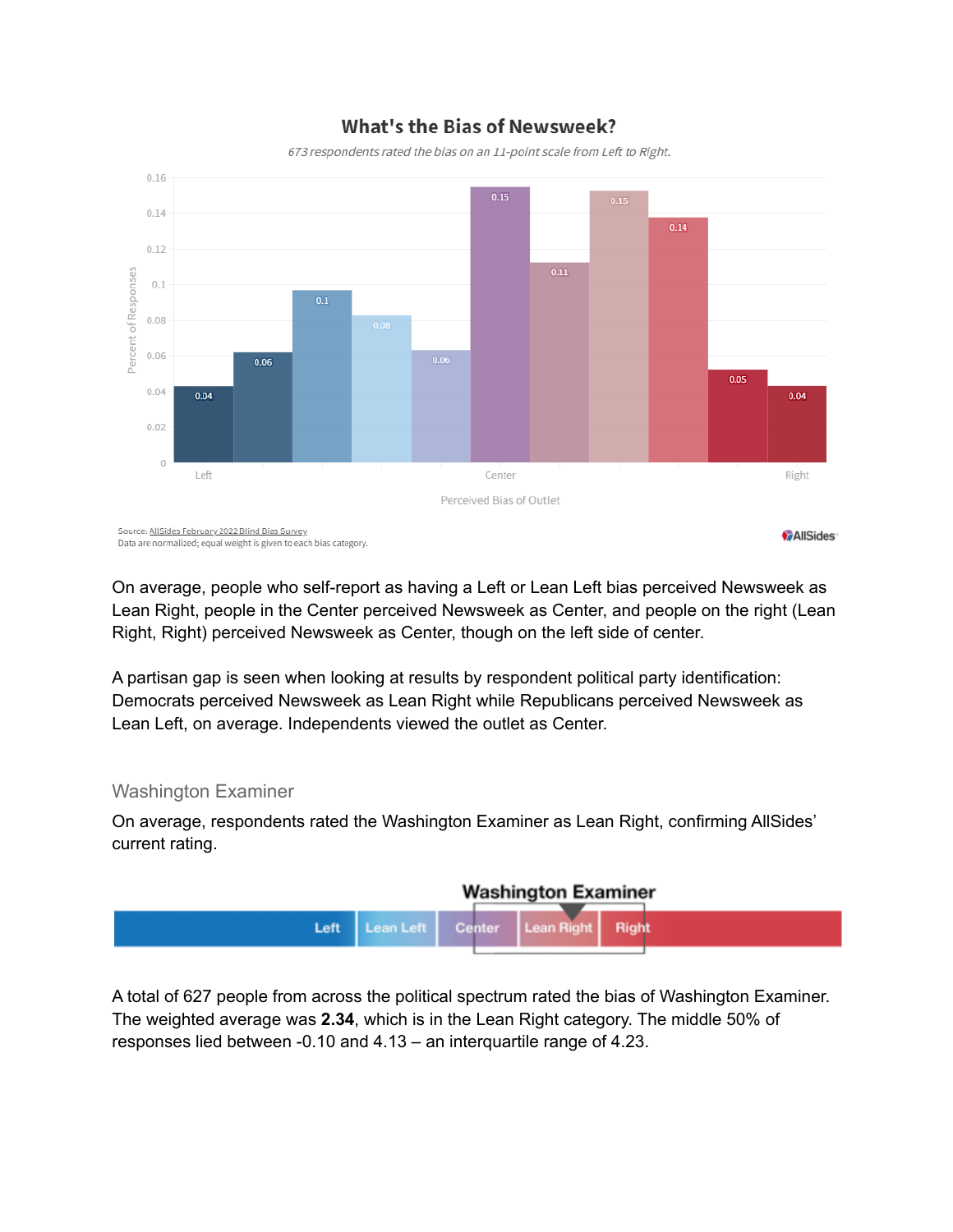**What's the Bias of Newsweek?**

*673 respondents rated the bias on an 11-point scale from Left to Right.*

Source: AllSides February 2022 Blind Bias Survey
Data are normalized; equal weight is given to each bias category.

On average, people who self-report as having a Left or Lean Left bias perceived Newsweek as Lean Right, people in the Center perceived Newsweek as Center, and people on the right (Lean Right, Right) perceived Newsweek as Center, though on the left side of center.

A partisan gap is seen when looking at results by respondent political party identification: Democrats perceived Newsweek as Lean Right while Republicans perceived Newsweek as Lean Left, on average. Independents viewed the outlet as Center.

### Washington Examiner

On average, respondents rated the Washington Examiner as Lean Right, confirming AllSides' current rating.

A total of 627 people from across the political spectrum rated the bias of Washington Examiner. The weighted average was **2.34**, which is in the Lean Right category. The middle 50% of responses lied between -0.10 and 4.13 – an interquartile range of 4.23.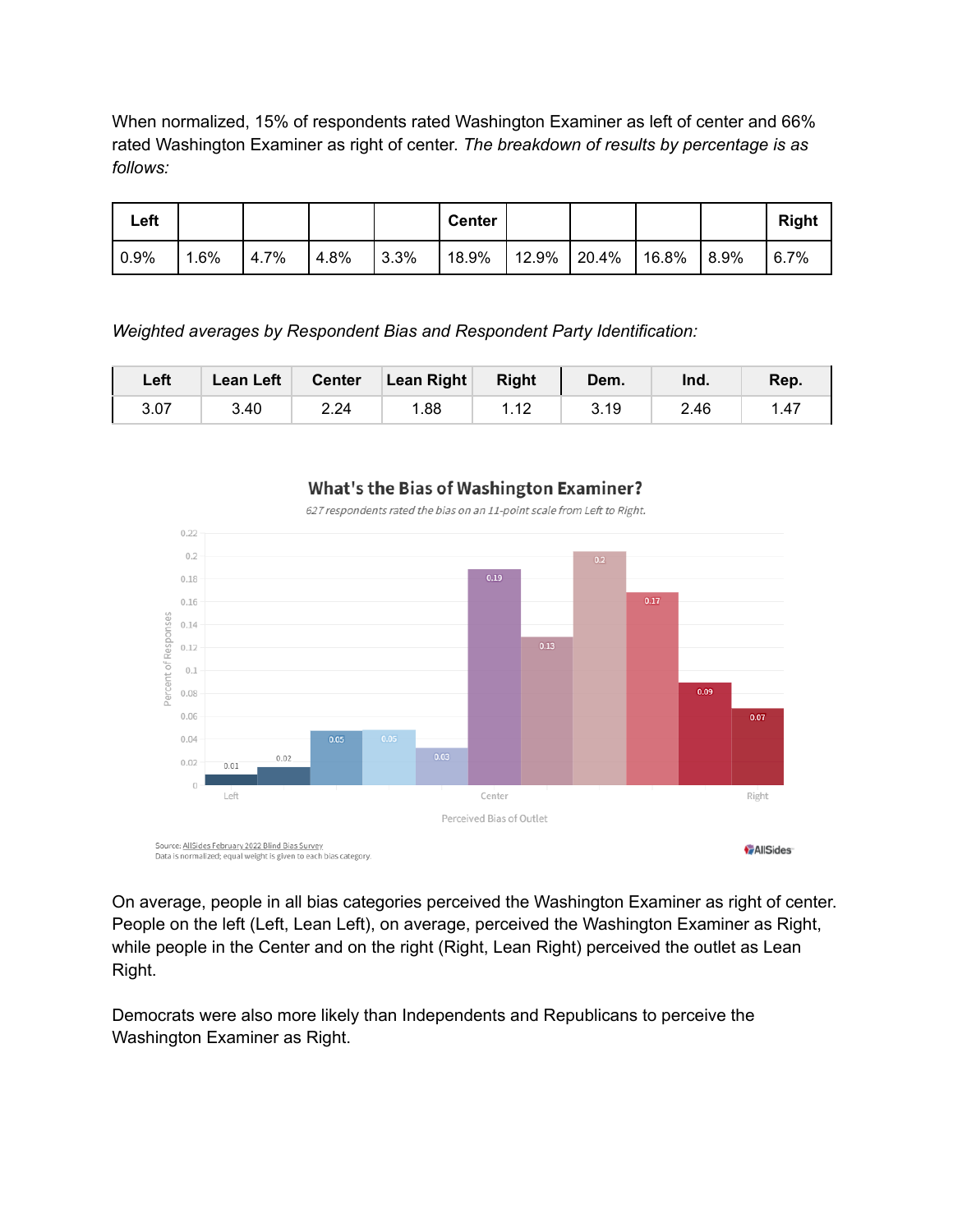When normalized, 15% of respondents rated Washington Examiner as left of center and 66% rated Washington Examiner as right of center. *The breakdown of results by percentage is as follows:*

| Left | | | | | Center | | | | | Right |
|---|---|---|---|---|---|---|---|---|---|---|
| 0.9% | 1.6% | 4.7% | 4.8% | 3.3% | 18.9% | 12.9% | 20.4% | 16.8% | 8.9% | 6.7% |

*Weighted averages by Respondent Bias and Respondent Party Identification:*

| Left | Lean Left | Center | Lean Right | Right | Dem. | Ind. | Rep. |
|---|---|---|---|---|---|---|---|
| 3.07 | 3.40 | 2.24 | 1.88 | 1.12 | 3.19 | 2.46 | 1.47 |

**What's the Bias of Washington Examiner?**

*627 respondents rated the bias on an 11-point scale from Left to Right.*

Source: AllSides February 2022 Blind Bias Survey
Data is normalized; equal weight is given to each bias category.

On average, people in all bias categories perceived the Washington Examiner as right of center. People on the left (Left, Lean Left), on average, perceived the Washington Examiner as Right, while people in the Center and on the right (Right, Lean Right) perceived the outlet as Lean Right.

Democrats were also more likely than Independents and Republicans to perceive the Washington Examiner as Right.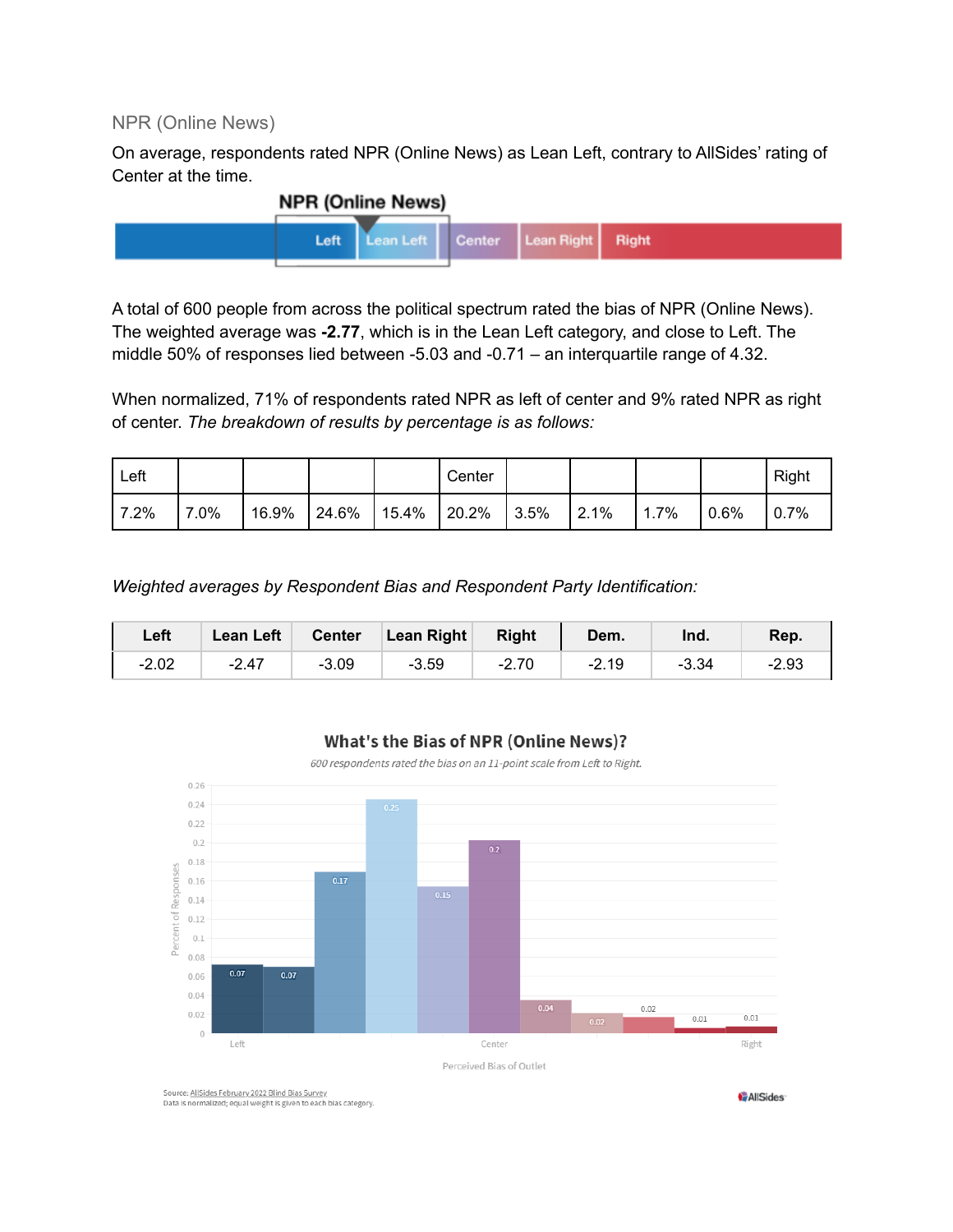NPR (Online News)

On average, respondents rated NPR (Online News) as Lean Left, contrary to AllSides' rating of Center at the time.

A total of 600 people from across the political spectrum rated the bias of NPR (Online News). The weighted average was **-2.77**, which is in the Lean Left category, and close to Left. The middle 50% of responses lied between -5.03 and -0.71 – an interquartile range of 4.32.

When normalized, 71% of respondents rated NPR as left of center and 9% rated NPR as right of center. *The breakdown of results by percentage is as follows:*

| Left | | | | | Center | | | | | Right |
|---|---|---|---|---|---|---|---|---|---|---|
| 7.2% | 7.0% | 16.9% | 24.6% | 15.4% | 20.2% | 3.5% | 2.1% | 1.7% | 0.6% | 0.7% |

*Weighted averages by Respondent Bias and Respondent Party Identification:*

| Left | Lean Left | Center | Lean Right | Right | Dem. | Ind. | Rep. |
|---|---|---|---|---|---|---|---|
| -2.02 | -2.47 | -3.09 | -3.59 | -2.70 | -2.19 | -3.34 | -2.93 |

**What's the Bias of NPR (Online News)?**

*600 respondents rated the bias on an 11-point scale from Left to Right.*

Source: AllSides February 2022 Blind Bias Survey
Data is normalized; equal weight is given to each bias category.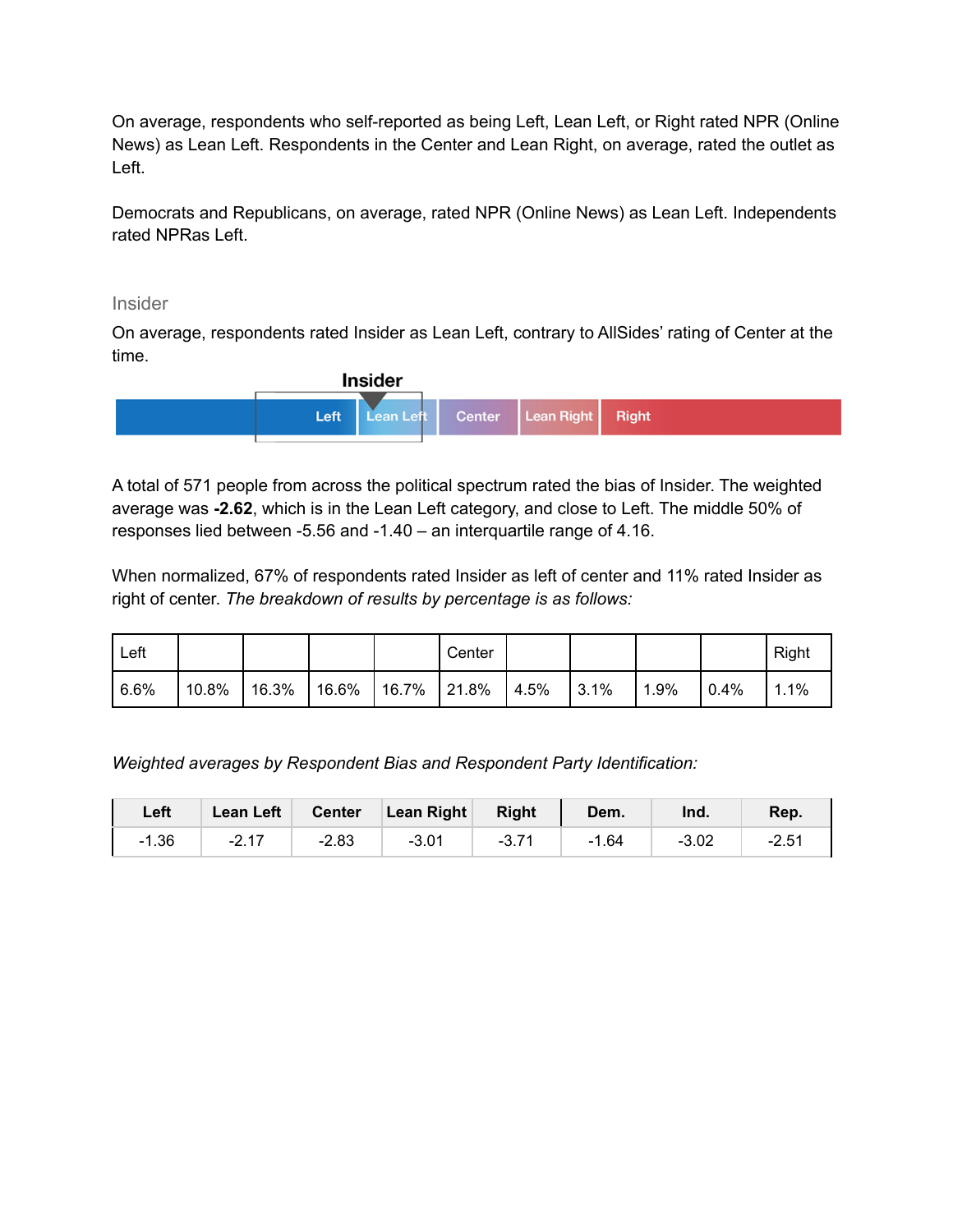On average, respondents who self-reported as being Left, Lean Left, or Right rated NPR (Online News) as Lean Left. Respondents in the Center and Lean Right, on average, rated the outlet as Left.

Democrats and Republicans, on average, rated NPR (Online News) as Lean Left. Independents rated NPRas Left.

### Insider

On average, respondents rated Insider as Lean Left, contrary to AllSides' rating of Center at the time.

Insider

Left | Lean Left | Center | Lean Right | Right

A total of 571 people from across the political spectrum rated the bias of Insider. The weighted average was **-2.62**, which is in the Lean Left category, and close to Left. The middle 50% of responses lied between -5.56 and -1.40 – an interquartile range of 4.16.

When normalized, 67% of respondents rated Insider as left of center and 11% rated Insider as right of center. *The breakdown of results by percentage is as follows:*

| Left | | | | | Center | | | | | Right |
|---|---|---|---|---|---|---|---|---|---|---|
| 6.6% | 10.8% | 16.3% | 16.6% | 16.7% | 21.8% | 4.5% | 3.1% | 1.9% | 0.4% | 1.1% |

*Weighted averages by Respondent Bias and Respondent Party Identification:*

| Left | Lean Left | Center | Lean Right | Right | Dem. | Ind. | Rep. |
|---|---|---|---|---|---|---|---|
| -1.36 | -2.17 | -2.83 | -3.01 | -3.71 | -1.64 | -3.02 | -2.51 |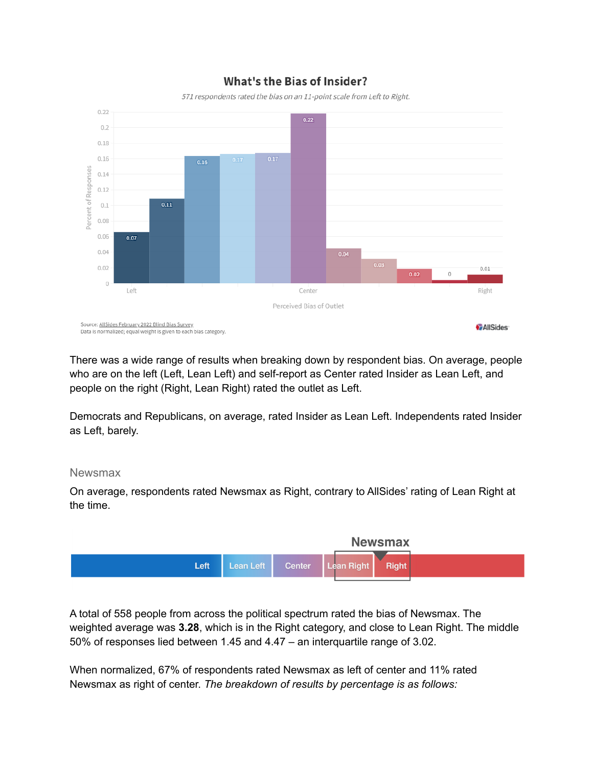What's the Bias of Insider?

*571 respondents rated the bias on an 11-point scale from Left to Right.*

Source: AllSides February 2022 Blind Bias Survey
Data is normalized; equal weight is given to each bias category.

There was a wide range of results when breaking down by respondent bias. On average, people who are on the left (Left, Lean Left) and self-report as Center rated Insider as Lean Left, and people on the right (Right, Lean Right) rated the outlet as Left.

Democrats and Republicans, on average, rated Insider as Lean Left. Independents rated Insider as Left, barely.

### Newsmax

On average, respondents rated Newsmax as Right, contrary to AllSides' rating of Lean Right at the time.

A total of 558 people from across the political spectrum rated the bias of Newsmax. The weighted average was **3.28**, which is in the Right category, and close to Lean Right. The middle 50% of responses lied between 1.45 and 4.47 – an interquartile range of 3.02.

When normalized, 67% of respondents rated Newsmax as left of center and 11% rated Newsmax as right of center. *The breakdown of results by percentage is as follows:*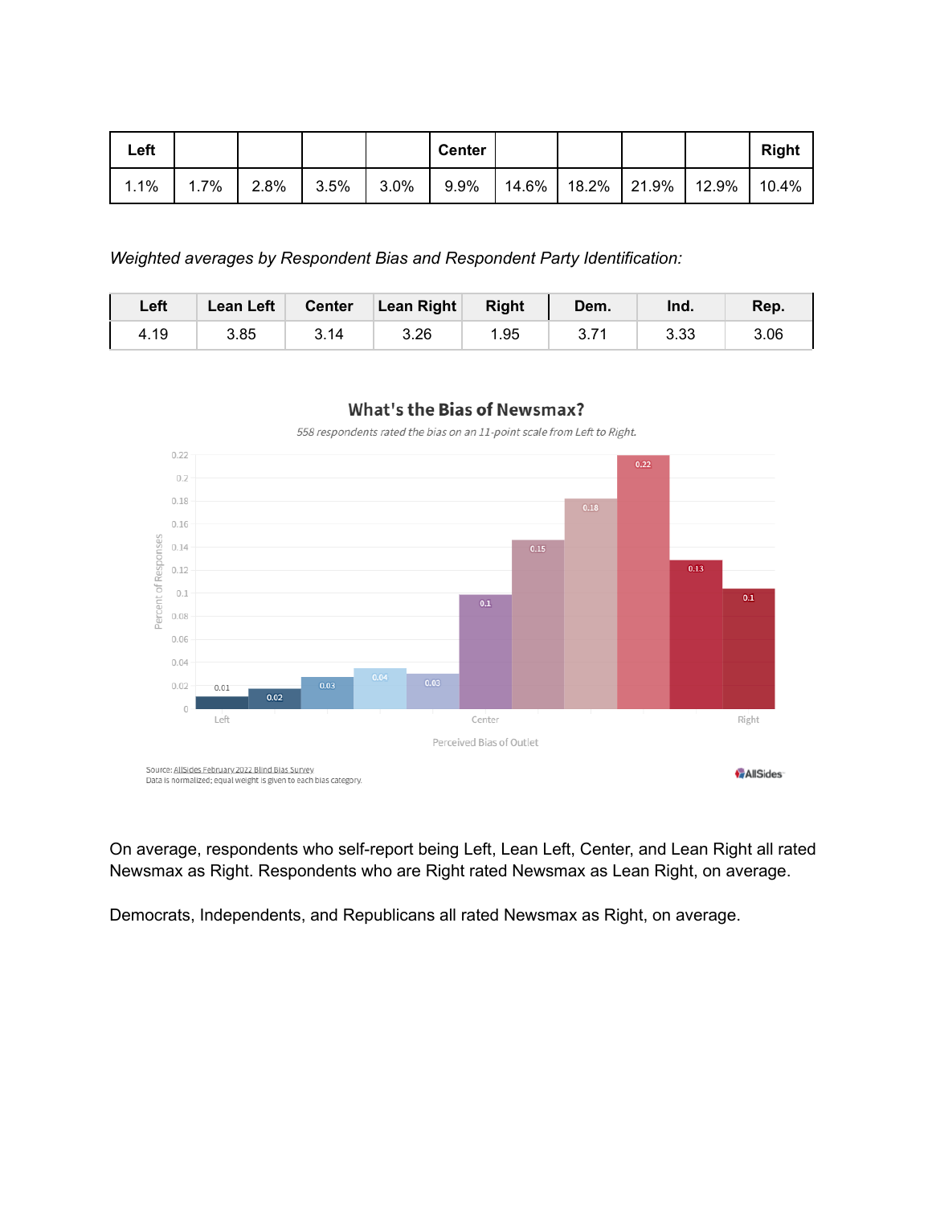| Left | | | | | Center | | | | | Right |
|---|---|---|---|---|---|---|---|---|---|---|
| 1.1% | 1.7% | 2.8% | 3.5% | 3.0% | 9.9% | 14.6% | 18.2% | 21.9% | 12.9% | 10.4% |

*Weighted averages by Respondent Bias and Respondent Party Identification:*

| Left | Lean Left | Center | Lean Right | Right | Dem. | Ind. | Rep. |
|---|---|---|---|---|---|---|---|
| 4.19 | 3.85 | 3.14 | 3.26 | 1.95 | 3.71 | 3.33 | 3.06 |

**What's the Bias of Newsmax?**

*558 respondents rated the bias on an 11-point scale from Left to Right.*

Source: AllSides February 2022 Blind Bias Survey
Data is normalized; equal weight is given to each bias category.

On average, respondents who self-report being Left, Lean Left, Center, and Lean Right all rated Newsmax as Right. Respondents who are Right rated Newsmax as Lean Right, on average.

Democrats, Independents, and Republicans all rated Newsmax as Right, on average.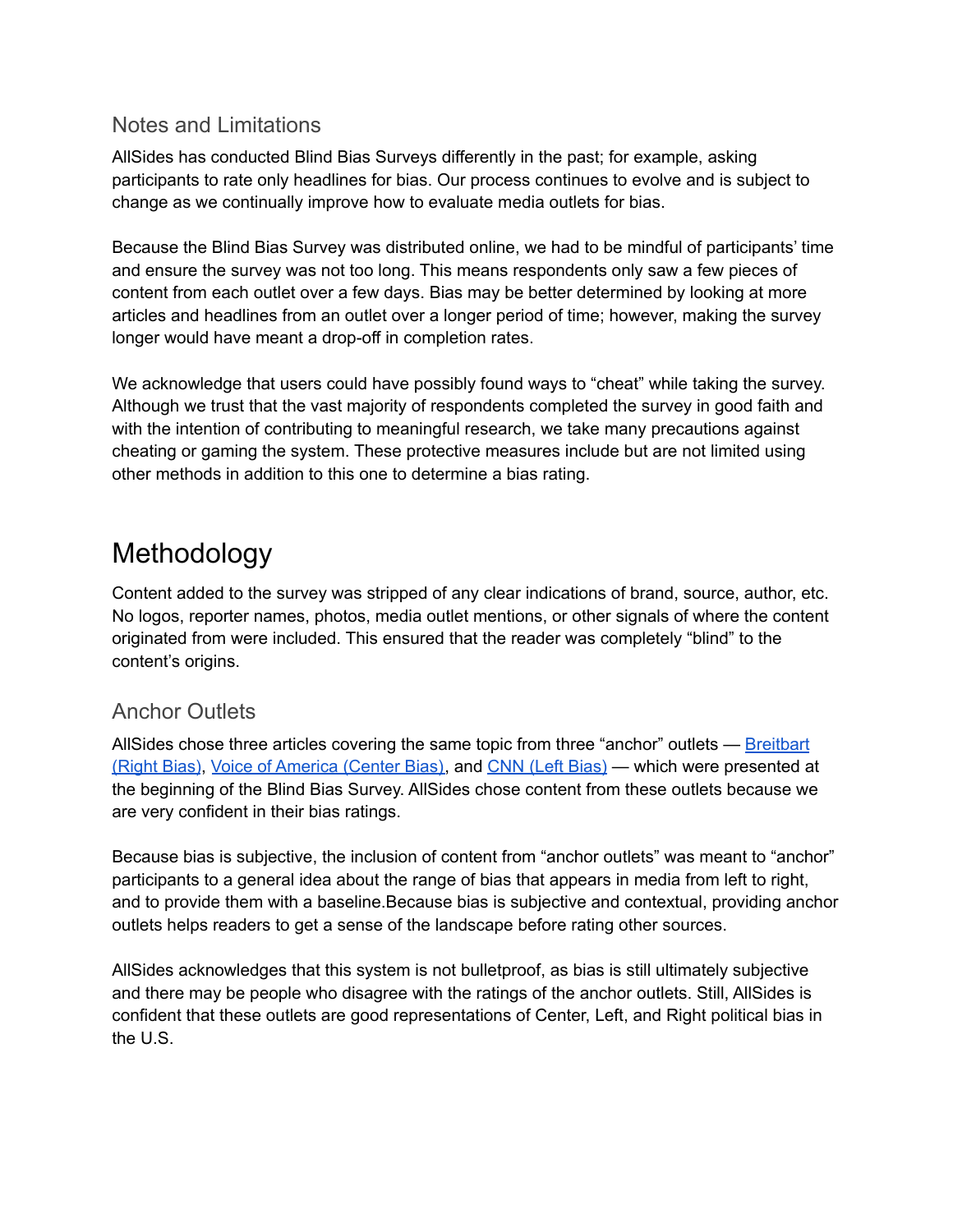## Notes and Limitations

AllSides has conducted Blind Bias Surveys differently in the past; for example, asking participants to rate only headlines for bias. Our process continues to evolve and is subject to change as we continually improve how to evaluate media outlets for bias.

Because the Blind Bias Survey was distributed online, we had to be mindful of participants' time and ensure the survey was not too long. This means respondents only saw a few pieces of content from each outlet over a few days. Bias may be better determined by looking at more articles and headlines from an outlet over a longer period of time; however, making the survey longer would have meant a drop-off in completion rates.

We acknowledge that users could have possibly found ways to "cheat" while taking the survey. Although we trust that the vast majority of respondents completed the survey in good faith and with the intention of contributing to meaningful research, we take many precautions against cheating or gaming the system. These protective measures include but are not limited using other methods in addition to this one to determine a bias rating.

# Methodology

Content added to the survey was stripped of any clear indications of brand, source, author, etc. No logos, reporter names, photos, media outlet mentions, or other signals of where the content originated from were included. This ensured that the reader was completely "blind" to the content's origins.

## Anchor Outlets

AllSides chose three articles covering the same topic from three "anchor" outlets — Breitbart (Right Bias), Voice of America (Center Bias), and CNN (Left Bias) — which were presented at the beginning of the Blind Bias Survey. AllSides chose content from these outlets because we are very confident in their bias ratings.

Because bias is subjective, the inclusion of content from "anchor outlets" was meant to "anchor" participants to a general idea about the range of bias that appears in media from left to right, and to provide them with a baseline.Because bias is subjective and contextual, providing anchor outlets helps readers to get a sense of the landscape before rating other sources.

AllSides acknowledges that this system is not bulletproof, as bias is still ultimately subjective and there may be people who disagree with the ratings of the anchor outlets. Still, AllSides is confident that these outlets are good representations of Center, Left, and Right political bias in the U.S.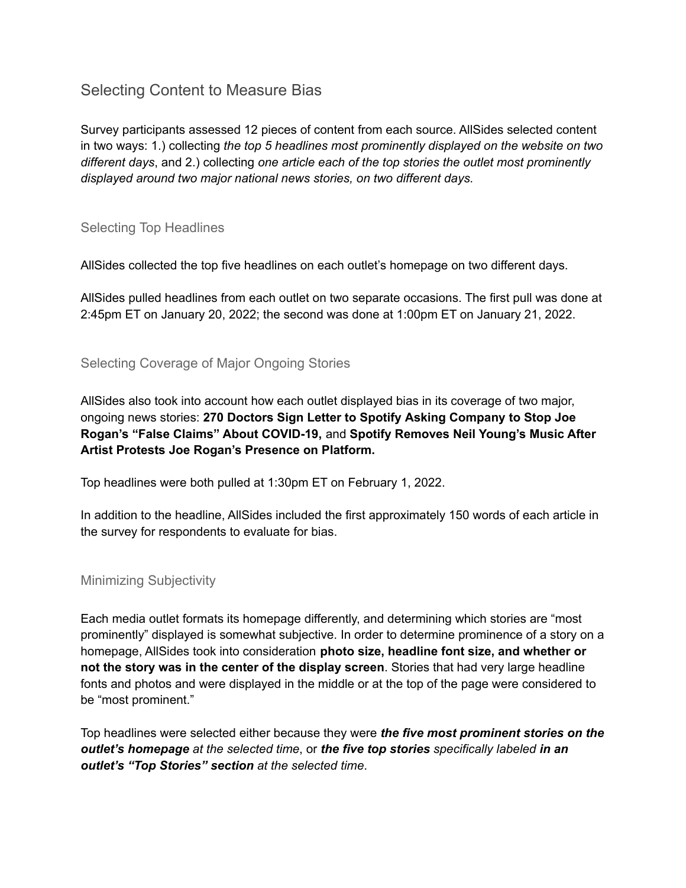## Selecting Content to Measure Bias

Survey participants assessed 12 pieces of content from each source. AllSides selected content in two ways: 1.) collecting *the top 5 headlines most prominently displayed on the website on two different days*, and 2.) collecting *one article each of the top stories the outlet most prominently displayed around two major national news stories, on two different days.*

### Selecting Top Headlines

AllSides collected the top five headlines on each outlet's homepage on two different days.

AllSides pulled headlines from each outlet on two separate occasions. The first pull was done at 2:45pm ET on January 20, 2022; the second was done at 1:00pm ET on January 21, 2022.

### Selecting Coverage of Major Ongoing Stories

AllSides also took into account how each outlet displayed bias in its coverage of two major, ongoing news stories: **270 Doctors Sign Letter to Spotify Asking Company to Stop Joe Rogan's "False Claims" About COVID-19,** and **Spotify Removes Neil Young's Music After Artist Protests Joe Rogan's Presence on Platform.**

Top headlines were both pulled at 1:30pm ET on February 1, 2022.

In addition to the headline, AllSides included the first approximately 150 words of each article in the survey for respondents to evaluate for bias.

### Minimizing Subjectivity

Each media outlet formats its homepage differently, and determining which stories are "most prominently" displayed is somewhat subjective. In order to determine prominence of a story on a homepage, AllSides took into consideration **photo size, headline font size, and whether or not the story was in the center of the display screen**. Stories that had very large headline fonts and photos and were displayed in the middle or at the top of the page were considered to be "most prominent."

Top headlines were selected either because they were ***the five most prominent stories on the outlet's homepage*** *at the selected time*, or ***the five top stories*** *specifically labeled* ***in an outlet's "Top Stories" section*** *at the selected time.*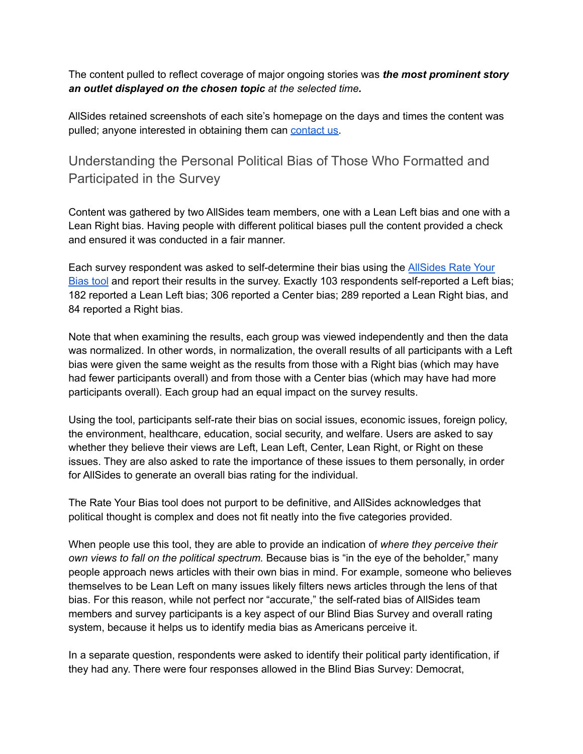The content pulled to reflect coverage of major ongoing stories was ***the most prominent story an outlet displayed on the chosen topic*** *at the selected time.*

AllSides retained screenshots of each site's homepage on the days and times the content was pulled; anyone interested in obtaining them can contact us.

## Understanding the Personal Political Bias of Those Who Formatted and Participated in the Survey

Content was gathered by two AllSides team members, one with a Lean Left bias and one with a Lean Right bias. Having people with different political biases pull the content provided a check and ensured it was conducted in a fair manner.

Each survey respondent was asked to self-determine their bias using the AllSides Rate Your Bias tool and report their results in the survey. Exactly 103 respondents self-reported a Left bias; 182 reported a Lean Left bias; 306 reported a Center bias; 289 reported a Lean Right bias, and 84 reported a Right bias.

Note that when examining the results, each group was viewed independently and then the data was normalized. In other words, in normalization, the overall results of all participants with a Left bias were given the same weight as the results from those with a Right bias (which may have had fewer participants overall) and from those with a Center bias (which may have had more participants overall). Each group had an equal impact on the survey results.

Using the tool, participants self-rate their bias on social issues, economic issues, foreign policy, the environment, healthcare, education, social security, and welfare. Users are asked to say whether they believe their views are Left, Lean Left, Center, Lean Right, or Right on these issues. They are also asked to rate the importance of these issues to them personally, in order for AllSides to generate an overall bias rating for the individual.

The Rate Your Bias tool does not purport to be definitive, and AllSides acknowledges that political thought is complex and does not fit neatly into the five categories provided.

When people use this tool, they are able to provide an indication of *where they perceive their own views to fall on the political spectrum.* Because bias is "in the eye of the beholder," many people approach news articles with their own bias in mind. For example, someone who believes themselves to be Lean Left on many issues likely filters news articles through the lens of that bias. For this reason, while not perfect nor "accurate," the self-rated bias of AllSides team members and survey participants is a key aspect of our Blind Bias Survey and overall rating system, because it helps us to identify media bias as Americans perceive it.

In a separate question, respondents were asked to identify their political party identification, if they had any. There were four responses allowed in the Blind Bias Survey: Democrat,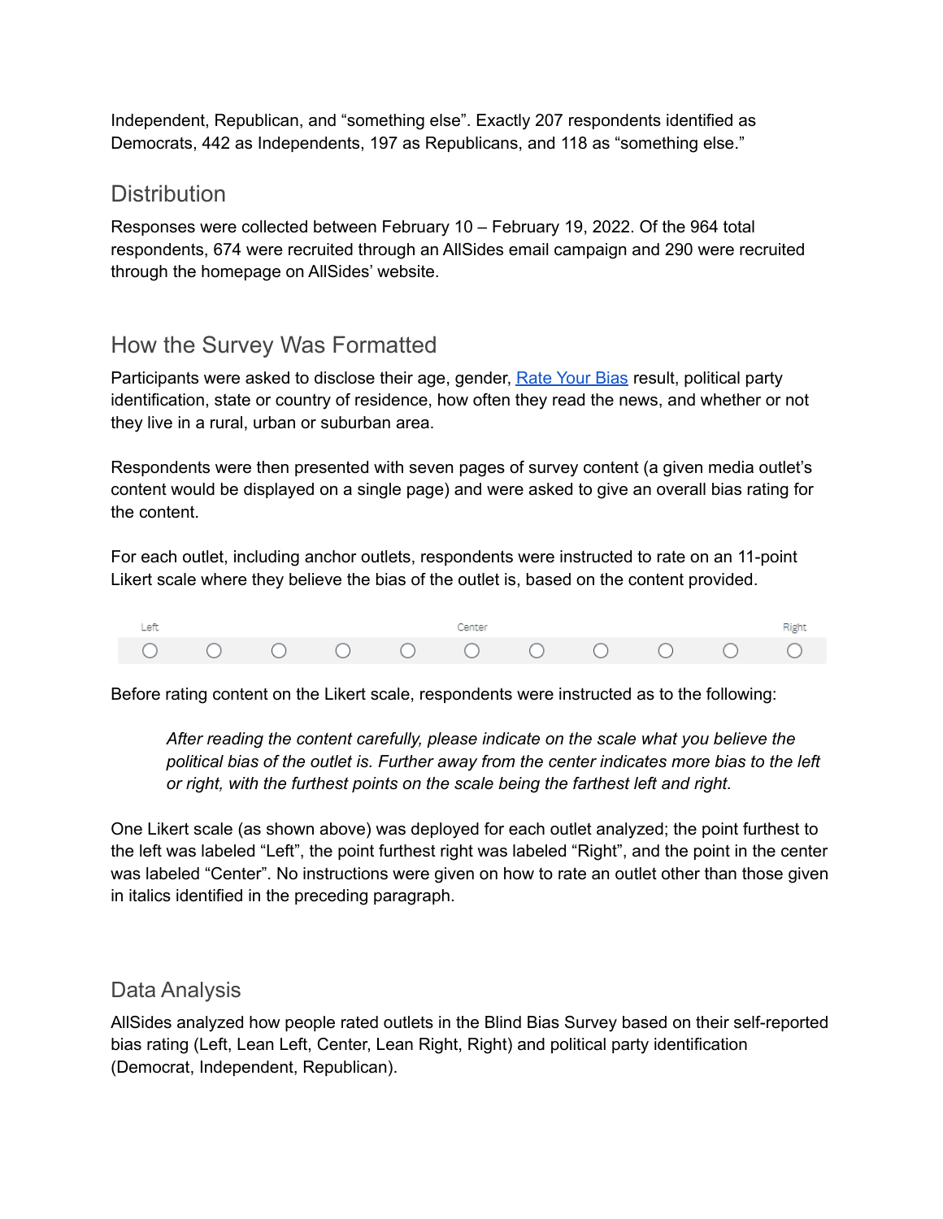Independent, Republican, and “something else”. Exactly 207 respondents identified as Democrats, 442 as Independents, 197 as Republicans, and 118 as “something else.”

## Distribution

Responses were collected between February 10 – February 19, 2022. Of the 964 total respondents, 674 were recruited through an AllSides email campaign and 290 were recruited through the homepage on AllSides' website.

## How the Survey Was Formatted

Participants were asked to disclose their age, gender, Rate Your Bias result, political party identification, state or country of residence, how often they read the news, and whether or not they live in a rural, urban or suburban area.

Respondents were then presented with seven pages of survey content (a given media outlet's content would be displayed on a single page) and were asked to give an overall bias rating for the content.

For each outlet, including anchor outlets, respondents were instructed to rate on an 11-point Likert scale where they believe the bias of the outlet is, based on the content provided.

| Left | | | | | Center | | | | | Right |
|---|---|---|---|---|---|---|---|---|---|---|
| ○ | ○ | ○ | ○ | ○ | ○ | ○ | ○ | ○ | ○ | ○ |

Before rating content on the Likert scale, respondents were instructed as to the following:

> *After reading the content carefully, please indicate on the scale what you believe the political bias of the outlet is. Further away from the center indicates more bias to the left or right, with the furthest points on the scale being the farthest left and right.*

One Likert scale (as shown above) was deployed for each outlet analyzed; the point furthest to the left was labeled “Left”, the point furthest right was labeled “Right”, and the point in the center was labeled “Center”. No instructions were given on how to rate an outlet other than those given in italics identified in the preceding paragraph.

## Data Analysis

AllSides analyzed how people rated outlets in the Blind Bias Survey based on their self-reported bias rating (Left, Lean Left, Center, Lean Right, Right) and political party identification (Democrat, Independent, Republican).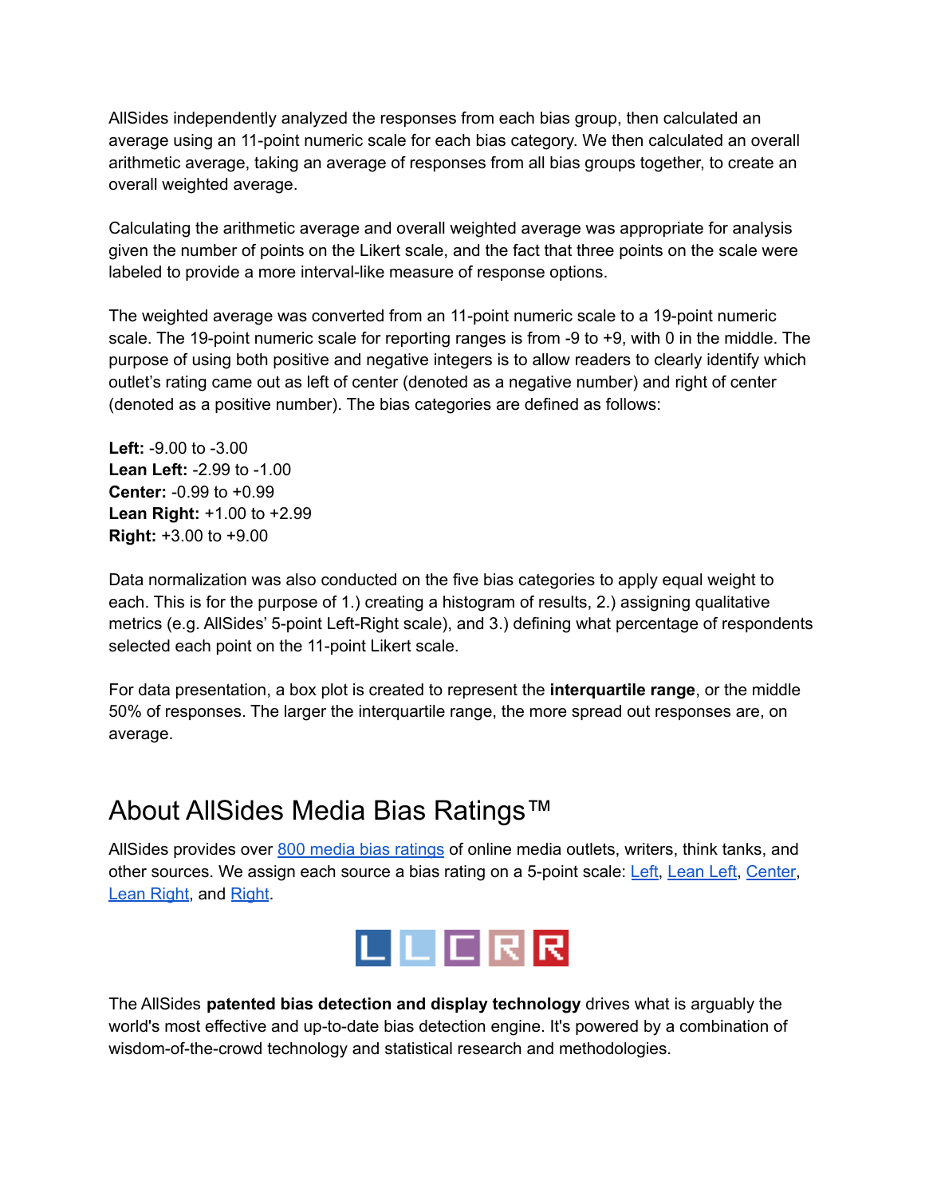AllSides independently analyzed the responses from each bias group, then calculated an average using an 11-point numeric scale for each bias category. We then calculated an overall arithmetic average, taking an average of responses from all bias groups together, to create an overall weighted average.

Calculating the arithmetic average and overall weighted average was appropriate for analysis given the number of points on the Likert scale, and the fact that three points on the scale were labeled to provide a more interval-like measure of response options.

The weighted average was converted from an 11-point numeric scale to a 19-point numeric scale. The 19-point numeric scale for reporting ranges is from -9 to +9, with 0 in the middle. The purpose of using both positive and negative integers is to allow readers to clearly identify which outlet's rating came out as left of center (denoted as a negative number) and right of center (denoted as a positive number). The bias categories are defined as follows:

**Left:** -9.00 to -3.00
**Lean Left:** -2.99 to -1.00
**Center:** -0.99 to +0.99
**Lean Right:** +1.00 to +2.99
**Right:** +3.00 to +9.00

Data normalization was also conducted on the five bias categories to apply equal weight to each. This is for the purpose of 1.) creating a histogram of results, 2.) assigning qualitative metrics (e.g. AllSides' 5-point Left-Right scale), and 3.) defining what percentage of respondents selected each point on the 11-point Likert scale.

For data presentation, a box plot is created to represent the **interquartile range**, or the middle 50% of responses. The larger the interquartile range, the more spread out responses are, on average.

## About AllSides Media Bias Ratings™

AllSides provides over 800 media bias ratings of online media outlets, writers, think tanks, and other sources. We assign each source a bias rating on a 5-point scale: Left, Lean Left, Center, Lean Right, and Right.

L L C R R

The AllSides **patented bias detection and display technology** drives what is arguably the world's most effective and up-to-date bias detection engine. It's powered by a combination of wisdom-of-the-crowd technology and statistical research and methodologies.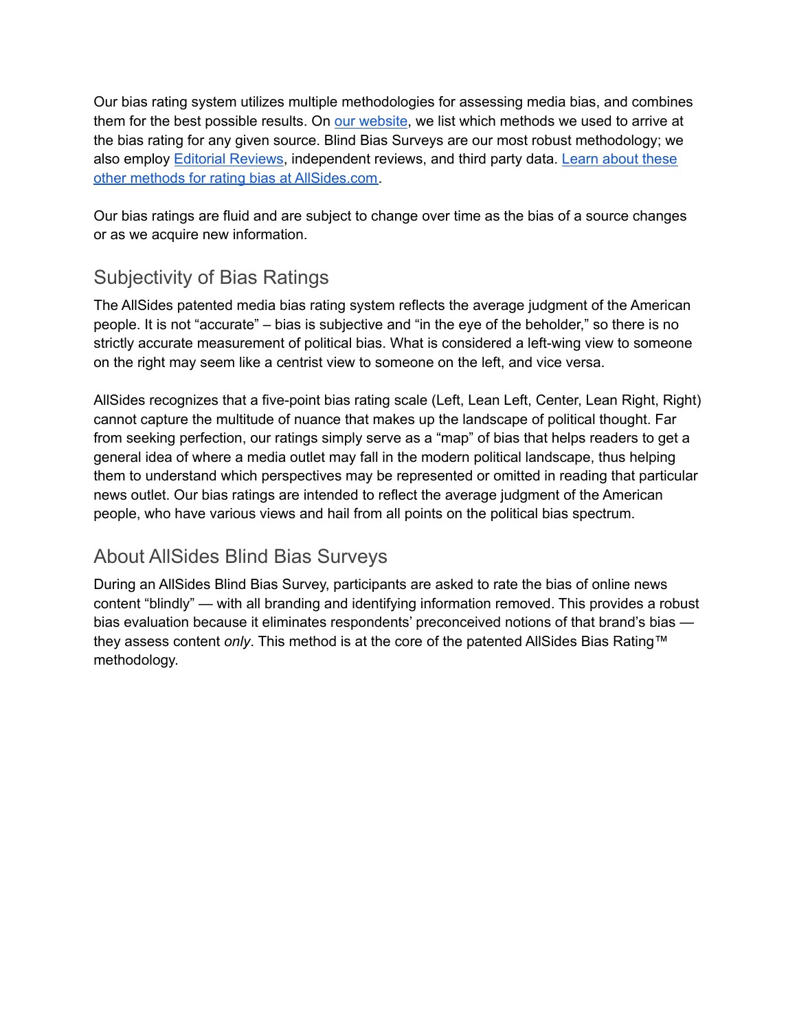Our bias rating system utilizes multiple methodologies for assessing media bias, and combines them for the best possible results. On [our website](), we list which methods we used to arrive at the bias rating for any given source. Blind Bias Surveys are our most robust methodology; we also employ [Editorial Reviews](), independent reviews, and third party data. [Learn about these other methods for rating bias at AllSides.com]().

Our bias ratings are fluid and are subject to change over time as the bias of a source changes or as we acquire new information.

## Subjectivity of Bias Ratings

The AllSides patented media bias rating system reflects the average judgment of the American people. It is not “accurate” – bias is subjective and “in the eye of the beholder,” so there is no strictly accurate measurement of political bias. What is considered a left-wing view to someone on the right may seem like a centrist view to someone on the left, and vice versa.

AllSides recognizes that a five-point bias rating scale (Left, Lean Left, Center, Lean Right, Right) cannot capture the multitude of nuance that makes up the landscape of political thought. Far from seeking perfection, our ratings simply serve as a “map” of bias that helps readers to get a general idea of where a media outlet may fall in the modern political landscape, thus helping them to understand which perspectives may be represented or omitted in reading that particular news outlet. Our bias ratings are intended to reflect the average judgment of the American people, who have various views and hail from all points on the political bias spectrum.

## About AllSides Blind Bias Surveys

During an AllSides Blind Bias Survey, participants are asked to rate the bias of online news content “blindly” — with all branding and identifying information removed. This provides a robust bias evaluation because it eliminates respondents’ preconceived notions of that brand’s bias — they assess content *only*. This method is at the core of the patented AllSides Bias Rating™ methodology.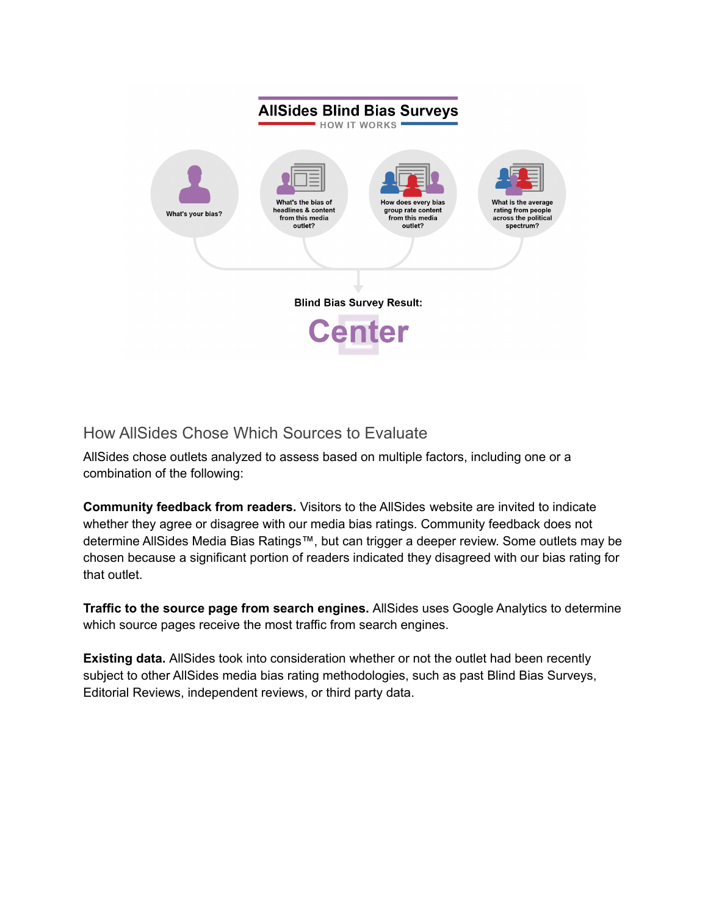AllSides Blind Bias Surveys

HOW IT WORKS

What's your bias?

What's the bias of headlines & content from this media outlet?

How does every bias group rate content from this media outlet?

What is the average rating from people across the political spectrum?

Blind Bias Survey Result:

Center

## How AllSides Chose Which Sources to Evaluate

AllSides chose outlets analyzed to assess based on multiple factors, including one or a combination of the following:

**Community feedback from readers.** Visitors to the AllSides website are invited to indicate whether they agree or disagree with our media bias ratings. Community feedback does not determine AllSides Media Bias Ratings™, but can trigger a deeper review. Some outlets may be chosen because a significant portion of readers indicated they disagreed with our bias rating for that outlet.

**Traffic to the source page from search engines.** AllSides uses Google Analytics to determine which source pages receive the most traffic from search engines.

**Existing data.** AllSides took into consideration whether or not the outlet had been recently subject to other AllSides media bias rating methodologies, such as past Blind Bias Surveys, Editorial Reviews, independent reviews, or third party data.